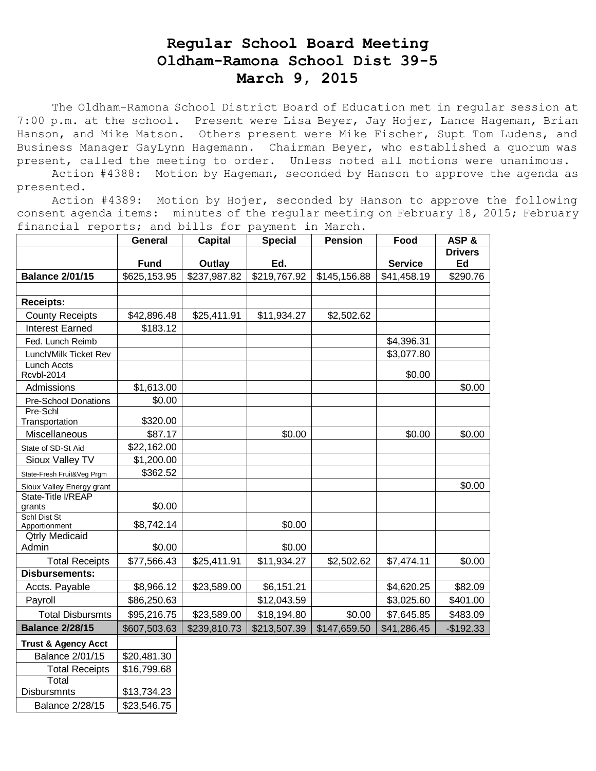# Regular School Board Meeting
# Oldham-Ramona School Dist 39-5
# March 9, 2015

The Oldham-Ramona School District Board of Education met in regular session at 7:00 p.m. at the school. Present were Lisa Beyer, Jay Hojer, Lance Hageman, Brian Hanson, and Mike Matson. Others present were Mike Fischer, Supt Tom Ludens, and Business Manager GayLynn Hagemann. Chairman Beyer, who established a quorum was present, called the meeting to order. Unless noted all motions were unanimous.

Action #4388: Motion by Hageman, seconded by Hanson to approve the agenda as presented.

Action #4389: Motion by Hojer, seconded by Hanson to approve the following consent agenda items: minutes of the regular meeting on February 18, 2015; February financial reports; and bills for payment in March.

| | General Fund | Capital Outlay | Special Ed. | Pension | Food Service | ASP & Drivers Ed |
|---|---|---|---|---|---|---|
| **Balance 2/01/15** | $625,153.95 | $237,987.82 | $219,767.92 | $145,156.88 | $41,458.19 | $290.76 |
| | | | | | | |
| **Receipts:** | | | | | | |
| County Receipts | $42,896.48 | $25,411.91 | $11,934.27 | $2,502.62 | | |
| Interest Earned | $183.12 | | | | | |
| Fed. Lunch Reimb | | | | | $4,396.31 | |
| Lunch/Milk Ticket Rev | | | | | $3,077.80 | |
| Lunch Accts Rcvbl-2014 | | | | | $0.00 | |
| Admissions | $1,613.00 | | | | | $0.00 |
| Pre-School Donations | $0.00 | | | | | |
| Pre-Schl Transportation | $320.00 | | | | | |
| Miscellaneous | $87.17 | | $0.00 | | $0.00 | $0.00 |
| State of SD-St Aid | $22,162.00 | | | | | |
| Sioux Valley TV | $1,200.00 | | | | | |
| State-Fresh Fruit&Veg Prgm | $362.52 | | | | | |
| Sioux Valley Energy grant | | | | | | $0.00 |
| State-Title I/REAP grants | $0.00 | | | | | |
| Schl Dist St Apportionment | $8,742.14 | | $0.00 | | | |
| Qtrly Medicaid Admin | $0.00 | | $0.00 | | | |
| Total Receipts | $77,566.43 | $25,411.91 | $11,934.27 | $2,502.62 | $7,474.11 | $0.00 |
| **Disbursements:** | | | | | | |
| Accts. Payable | $8,966.12 | $23,589.00 | $6,151.21 | | $4,620.25 | $82.09 |
| Payroll | $86,250.63 | | $12,043.59 | | $3,025.60 | $401.00 |
| Total Disbursmts | $95,216.75 | $23,589.00 | $18,194.80 | $0.00 | $7,645.85 | $483.09 |
| **Balance 2/28/15** | $607,503.63 | $239,810.73 | $213,507.39 | $147,659.50 | $41,286.45 | -$192.33 |

| **Trust & Agency Acct** | |
|---|---|
| Balance 2/01/15 | $20,481.30 |
| Total Receipts | $16,799.68 |
| Total Disbursmnts | $13,734.23 |
| Balance 2/28/15 | $23,546.75 |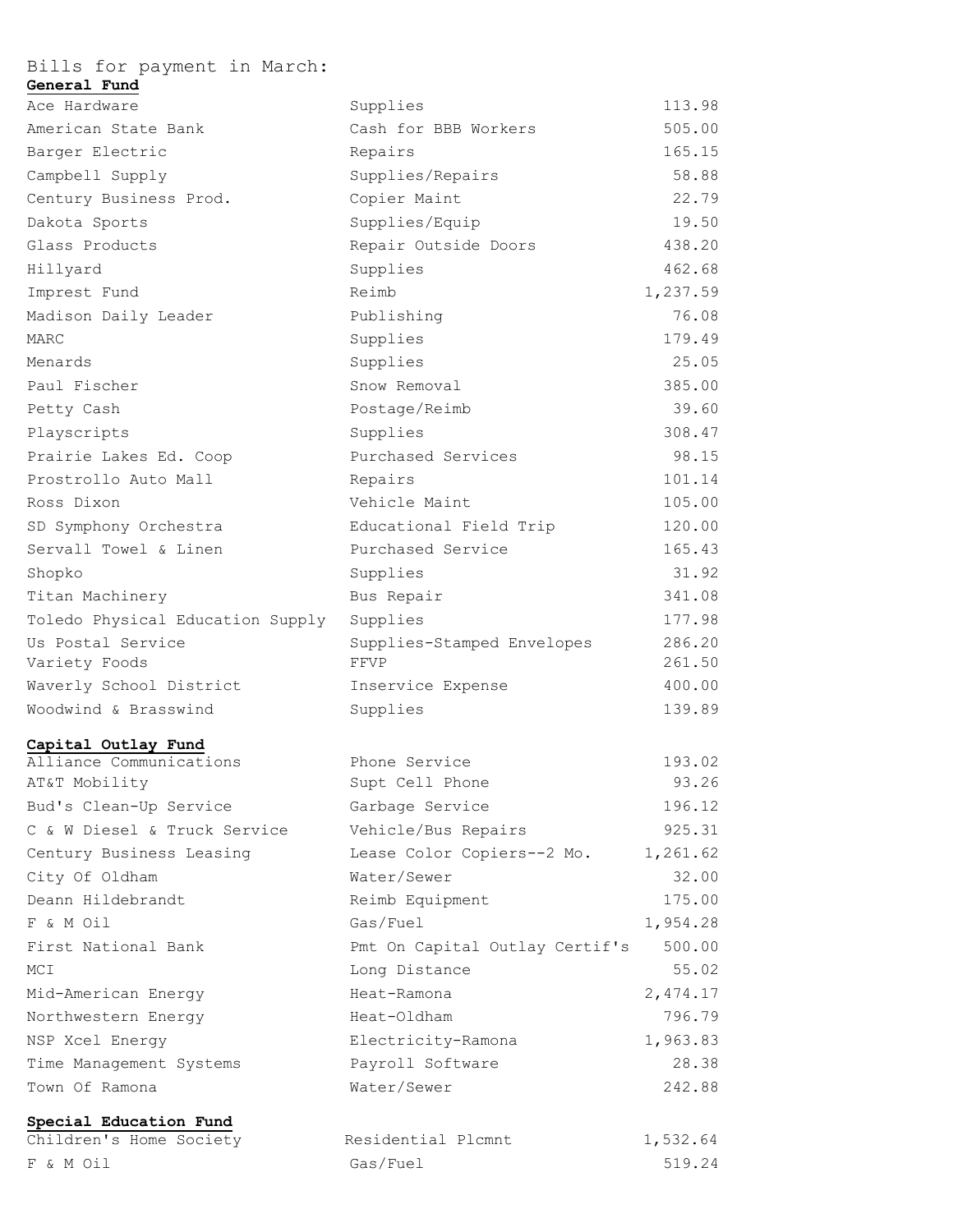Bills for payment in March:

**General Fund**

| | | |
|---|---|---|
| Ace Hardware | Supplies | 113.98 |
| American State Bank | Cash for BBB Workers | 505.00 |
| Barger Electric | Repairs | 165.15 |
| Campbell Supply | Supplies/Repairs | 58.88 |
| Century Business Prod. | Copier Maint | 22.79 |
| Dakota Sports | Supplies/Equip | 19.50 |
| Glass Products | Repair Outside Doors | 438.20 |
| Hillyard | Supplies | 462.68 |
| Imprest Fund | Reimb | 1,237.59 |
| Madison Daily Leader | Publishing | 76.08 |
| MARC | Supplies | 179.49 |
| Menards | Supplies | 25.05 |
| Paul Fischer | Snow Removal | 385.00 |
| Petty Cash | Postage/Reimb | 39.60 |
| Playscripts | Supplies | 308.47 |
| Prairie Lakes Ed. Coop | Purchased Services | 98.15 |
| Prostrollo Auto Mall | Repairs | 101.14 |
| Ross Dixon | Vehicle Maint | 105.00 |
| SD Symphony Orchestra | Educational Field Trip | 120.00 |
| Servall Towel & Linen | Purchased Service | 165.43 |
| Shopko | Supplies | 31.92 |
| Titan Machinery | Bus Repair | 341.08 |
| Toledo Physical Education Supply | Supplies | 177.98 |
| Us Postal Service | Supplies-Stamped Envelopes | 286.20 |
| Variety Foods | FFVP | 261.50 |
| Waverly School District | Inservice Expense | 400.00 |
| Woodwind & Brasswind | Supplies | 139.89 |

**Capital Outlay Fund**

| | | |
|---|---|---|
| Alliance Communications | Phone Service | 193.02 |
| AT&T Mobility | Supt Cell Phone | 93.26 |
| Bud's Clean-Up Service | Garbage Service | 196.12 |
| C & W Diesel & Truck Service | Vehicle/Bus Repairs | 925.31 |
| Century Business Leasing | Lease Color Copiers--2 Mo. | 1,261.62 |
| City Of Oldham | Water/Sewer | 32.00 |
| Deann Hildebrandt | Reimb Equipment | 175.00 |
| F & M Oil | Gas/Fuel | 1,954.28 |
| First National Bank | Pmt On Capital Outlay Certif's | 500.00 |
| MCI | Long Distance | 55.02 |
| Mid-American Energy | Heat-Ramona | 2,474.17 |
| Northwestern Energy | Heat-Oldham | 796.79 |
| NSP Xcel Energy | Electricity-Ramona | 1,963.83 |
| Time Management Systems | Payroll Software | 28.38 |
| Town Of Ramona | Water/Sewer | 242.88 |

**Special Education Fund**

| | | |
|---|---|---|
| Children's Home Society | Residential Plcmnt | 1,532.64 |
| F & M Oil | Gas/Fuel | 519.24 |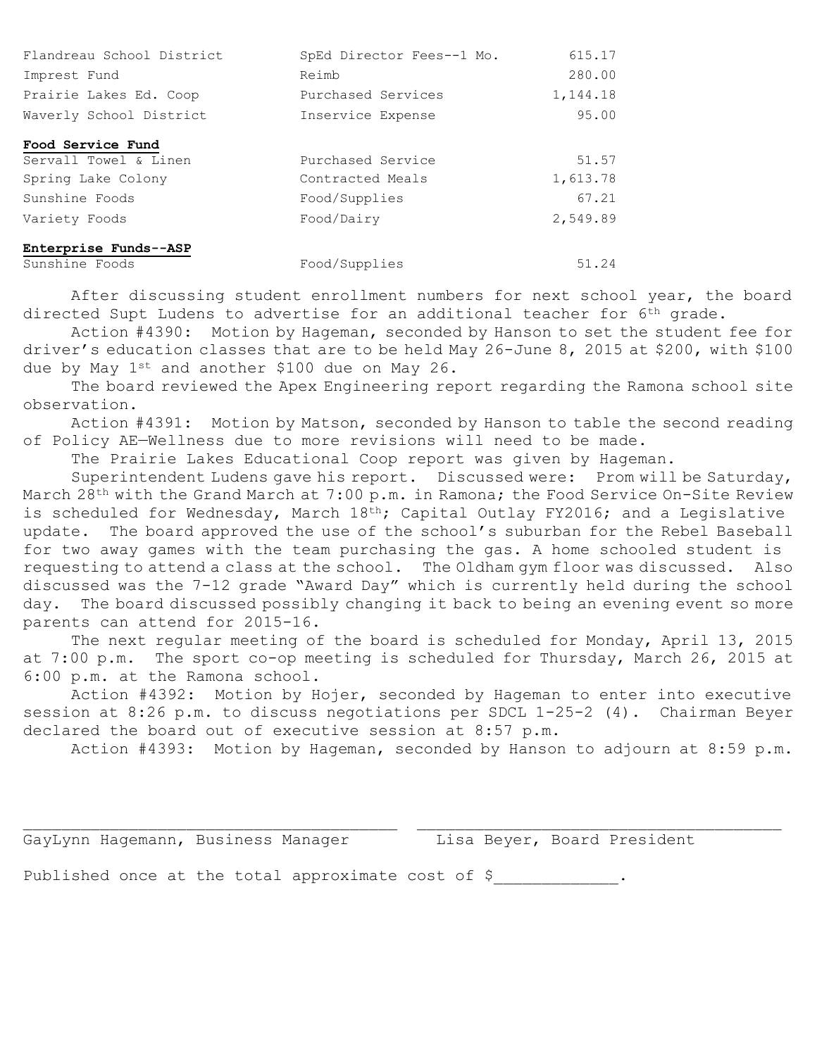| | | |
|---|---|---|
| Flandreau School District | SpEd Director Fees--1 Mo. | 615.17 |
| Imprest Fund | Reimb | 280.00 |
| Prairie Lakes Ed. Coop | Purchased Services | 1,144.18 |
| Waverly School District | Inservice Expense | 95.00 |
| **Food Service Fund** | | |
| Servall Towel & Linen | Purchased Service | 51.57 |
| Spring Lake Colony | Contracted Meals | 1,613.78 |
| Sunshine Foods | Food/Supplies | 67.21 |
| Variety Foods | Food/Dairy | 2,549.89 |
| **Enterprise Funds--ASP** | | |
| Sunshine Foods | Food/Supplies | 51.24 |

After discussing student enrollment numbers for next school year, the board directed Supt Ludens to advertise for an additional teacher for 6th grade.

Action #4390: Motion by Hageman, seconded by Hanson to set the student fee for driver's education classes that are to be held May 26-June 8, 2015 at $200, with $100 due by May 1st and another $100 due on May 26.

The board reviewed the Apex Engineering report regarding the Ramona school site observation.

Action #4391: Motion by Matson, seconded by Hanson to table the second reading of Policy AE—Wellness due to more revisions will need to be made.

The Prairie Lakes Educational Coop report was given by Hageman.

Superintendent Ludens gave his report. Discussed were: Prom will be Saturday, March 28th with the Grand March at 7:00 p.m. in Ramona; the Food Service On-Site Review is scheduled for Wednesday, March 18th; Capital Outlay FY2016; and a Legislative update. The board approved the use of the school's suburban for the Rebel Baseball for two away games with the team purchasing the gas. A home schooled student is requesting to attend a class at the school. The Oldham gym floor was discussed. Also discussed was the 7-12 grade "Award Day" which is currently held during the school day. The board discussed possibly changing it back to being an evening event so more parents can attend for 2015-16.

The next regular meeting of the board is scheduled for Monday, April 13, 2015 at 7:00 p.m. The sport co-op meeting is scheduled for Thursday, March 26, 2015 at 6:00 p.m. at the Ramona school.

Action #4392: Motion by Hojer, seconded by Hageman to enter into executive session at 8:26 p.m. to discuss negotiations per SDCL 1-25-2 (4). Chairman Beyer declared the board out of executive session at 8:57 p.m.

Action #4393: Motion by Hageman, seconded by Hanson to adjourn at 8:59 p.m.

\_\_\_\_\_\_\_\_\_\_\_\_\_\_\_\_\_\_\_\_\_\_\_\_\_\_\_\_\_\_\_\_\_\_\_\_\_ \_\_\_\_\_\_\_\_\_\_\_\_\_\_\_\_\_\_\_\_\_\_\_\_\_\_\_\_\_\_\_\_\_\_\_\_\_

GayLynn Hagemann, Business Manager        Lisa Beyer, Board President

Published once at the total approximate cost of $\_\_\_\_\_\_\_\_\_\_\_\_.